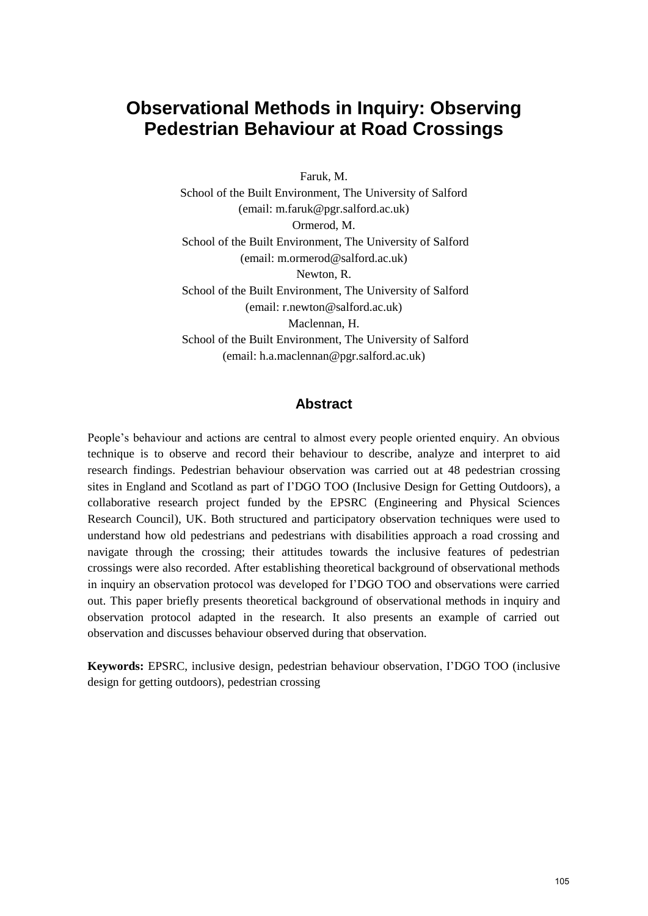# Observational Methods in Inquiry: Observing Pedestrian Behaviour at Road Crossings

Faruk, M.
School of the Built Environment, The University of Salford
(email: m.faruk@pgr.salford.ac.uk)
Ormerod, M.
School of the Built Environment, The University of Salford
(email: m.ormerod@salford.ac.uk)
Newton, R.
School of the Built Environment, The University of Salford
(email: r.newton@salford.ac.uk)
Maclennan, H.
School of the Built Environment, The University of Salford
(email: h.a.maclennan@pgr.salford.ac.uk)

## Abstract

People's behaviour and actions are central to almost every people oriented enquiry. An obvious technique is to observe and record their behaviour to describe, analyze and interpret to aid research findings. Pedestrian behaviour observation was carried out at 48 pedestrian crossing sites in England and Scotland as part of I'DGO TOO (Inclusive Design for Getting Outdoors), a collaborative research project funded by the EPSRC (Engineering and Physical Sciences Research Council), UK. Both structured and participatory observation techniques were used to understand how old pedestrians and pedestrians with disabilities approach a road crossing and navigate through the crossing; their attitudes towards the inclusive features of pedestrian crossings were also recorded. After establishing theoretical background of observational methods in inquiry an observation protocol was developed for I'DGO TOO and observations were carried out. This paper briefly presents theoretical background of observational methods in inquiry and observation protocol adapted in the research. It also presents an example of carried out observation and discusses behaviour observed during that observation.

**Keywords:** EPSRC, inclusive design, pedestrian behaviour observation, I'DGO TOO (inclusive design for getting outdoors), pedestrian crossing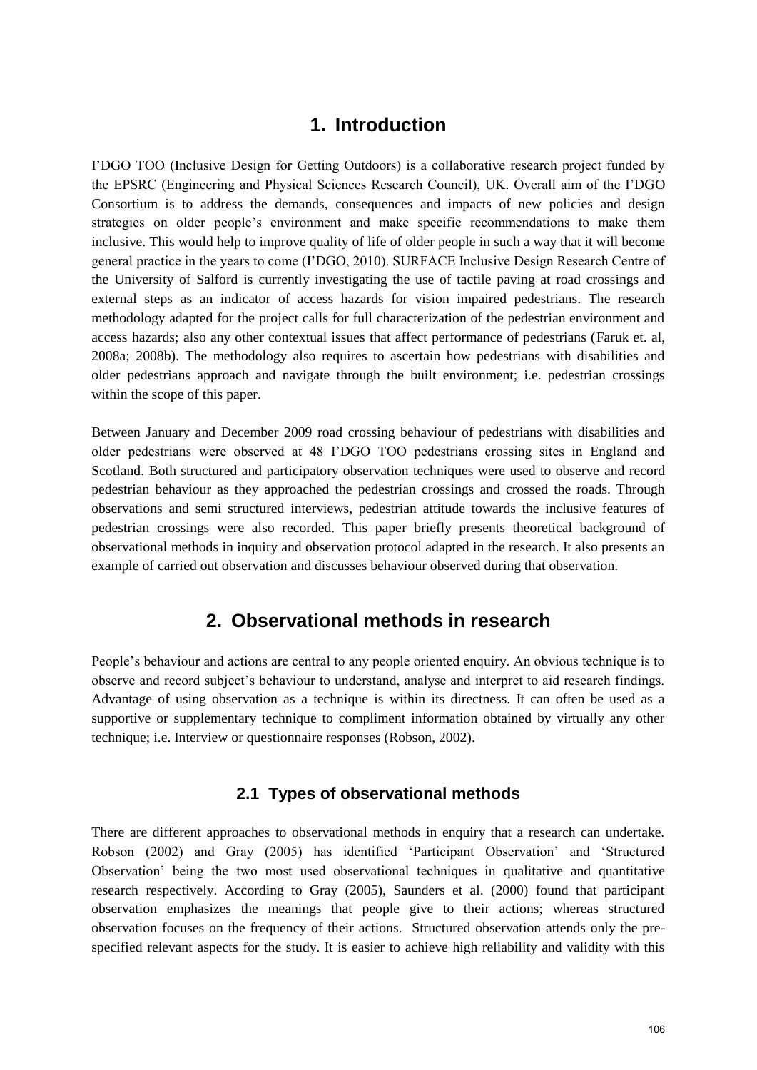## 1. Introduction

I'DGO TOO (Inclusive Design for Getting Outdoors) is a collaborative research project funded by the EPSRC (Engineering and Physical Sciences Research Council), UK. Overall aim of the I'DGO Consortium is to address the demands, consequences and impacts of new policies and design strategies on older people's environment and make specific recommendations to make them inclusive. This would help to improve quality of life of older people in such a way that it will become general practice in the years to come (I'DGO, 2010). SURFACE Inclusive Design Research Centre of the University of Salford is currently investigating the use of tactile paving at road crossings and external steps as an indicator of access hazards for vision impaired pedestrians. The research methodology adapted for the project calls for full characterization of the pedestrian environment and access hazards; also any other contextual issues that affect performance of pedestrians (Faruk et. al, 2008a; 2008b). The methodology also requires to ascertain how pedestrians with disabilities and older pedestrians approach and navigate through the built environment; i.e. pedestrian crossings within the scope of this paper.

Between January and December 2009 road crossing behaviour of pedestrians with disabilities and older pedestrians were observed at 48 I'DGO TOO pedestrians crossing sites in England and Scotland. Both structured and participatory observation techniques were used to observe and record pedestrian behaviour as they approached the pedestrian crossings and crossed the roads. Through observations and semi structured interviews, pedestrian attitude towards the inclusive features of pedestrian crossings were also recorded. This paper briefly presents theoretical background of observational methods in inquiry and observation protocol adapted in the research. It also presents an example of carried out observation and discusses behaviour observed during that observation.

## 2. Observational methods in research

People's behaviour and actions are central to any people oriented enquiry. An obvious technique is to observe and record subject's behaviour to understand, analyse and interpret to aid research findings. Advantage of using observation as a technique is within its directness. It can often be used as a supportive or supplementary technique to compliment information obtained by virtually any other technique; i.e. Interview or questionnaire responses (Robson, 2002).

### 2.1 Types of observational methods

There are different approaches to observational methods in enquiry that a research can undertake. Robson (2002) and Gray (2005) has identified 'Participant Observation' and 'Structured Observation' being the two most used observational techniques in qualitative and quantitative research respectively. According to Gray (2005), Saunders et al. (2000) found that participant observation emphasizes the meanings that people give to their actions; whereas structured observation focuses on the frequency of their actions. Structured observation attends only the pre-specified relevant aspects for the study. It is easier to achieve high reliability and validity with this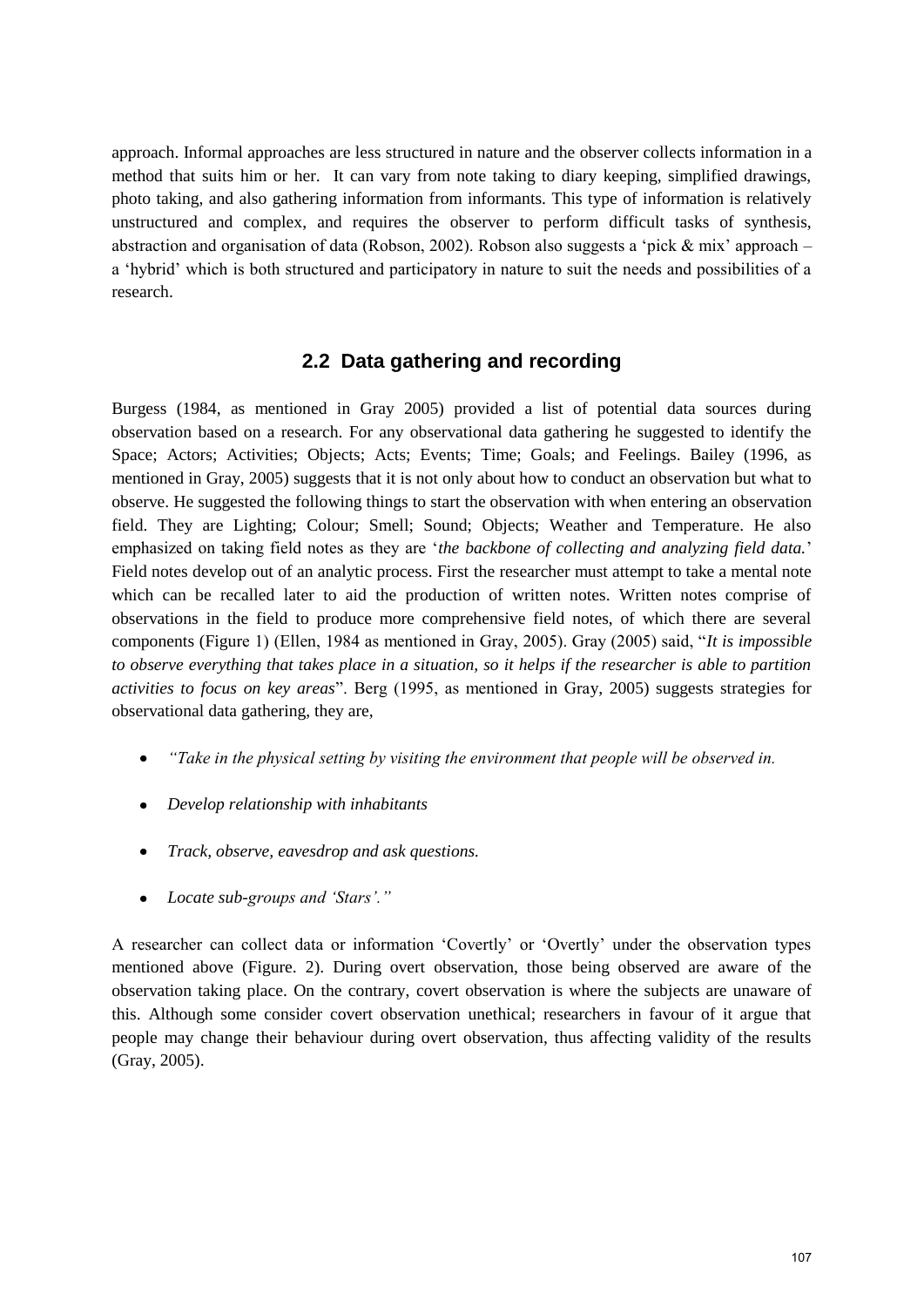approach. Informal approaches are less structured in nature and the observer collects information in a method that suits him or her. It can vary from note taking to diary keeping, simplified drawings, photo taking, and also gathering information from informants. This type of information is relatively unstructured and complex, and requires the observer to perform difficult tasks of synthesis, abstraction and organisation of data (Robson, 2002). Robson also suggests a 'pick & mix' approach – a 'hybrid' which is both structured and participatory in nature to suit the needs and possibilities of a research.

## 2.2 Data gathering and recording

Burgess (1984, as mentioned in Gray 2005) provided a list of potential data sources during observation based on a research. For any observational data gathering he suggested to identify the Space; Actors; Activities; Objects; Acts; Events; Time; Goals; and Feelings. Bailey (1996, as mentioned in Gray, 2005) suggests that it is not only about how to conduct an observation but what to observe. He suggested the following things to start the observation with when entering an observation field. They are Lighting; Colour; Smell; Sound; Objects; Weather and Temperature. He also emphasized on taking field notes as they are '*the backbone of collecting and analyzing field data.*' Field notes develop out of an analytic process. First the researcher must attempt to take a mental note which can be recalled later to aid the production of written notes. Written notes comprise of observations in the field to produce more comprehensive field notes, of which there are several components (Figure 1) (Ellen, 1984 as mentioned in Gray, 2005). Gray (2005) said, "*It is impossible to observe everything that takes place in a situation, so it helps if the researcher is able to partition activities to focus on key areas*". Berg (1995, as mentioned in Gray, 2005) suggests strategies for observational data gathering, they are,

- *"Take in the physical setting by visiting the environment that people will be observed in.*
- *Develop relationship with inhabitants*
- *Track, observe, eavesdrop and ask questions.*
- *Locate sub-groups and 'Stars'."*

A researcher can collect data or information 'Covertly' or 'Overtly' under the observation types mentioned above (Figure. 2). During overt observation, those being observed are aware of the observation taking place. On the contrary, covert observation is where the subjects are unaware of this. Although some consider covert observation unethical; researchers in favour of it argue that people may change their behaviour during overt observation, thus affecting validity of the results (Gray, 2005).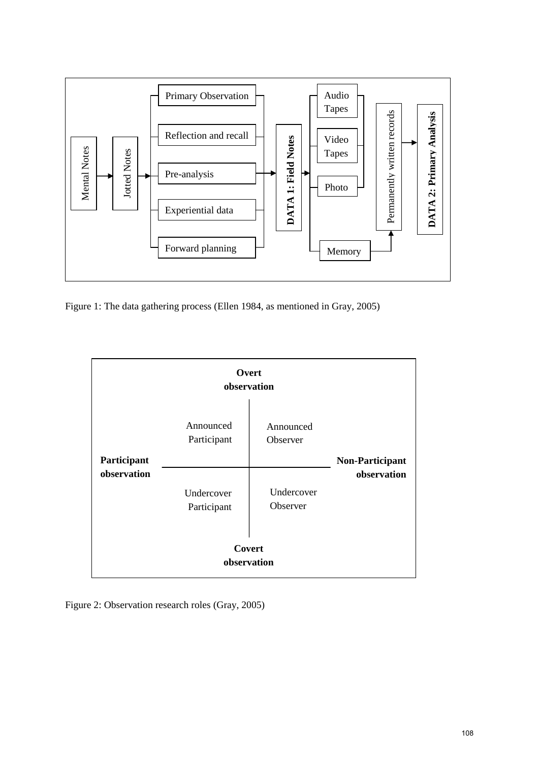Mental Notes → Jotted Notes →

- Primary Observation
- Reflection and recall
- Pre-analysis
- Experiential data
- Forward planning

→ **DATA 1: Field Notes** →

- Audio Tapes
- Video Tapes
- Photo
- Memory

→ Permanently written records → **DATA 2: Primary Analysis**

Figure 1: The data gathering process (Ellen 1984, as mentioned in Gray, 2005)

| | **Overt observation** | |
|---|---|---|
| **Participant observation** | Announced Participant | Announced Observer | **Non-Participant observation** |
| | Undercover Participant | Undercover Observer |
| | **Covert observation** | |

Figure 2: Observation research roles (Gray, 2005)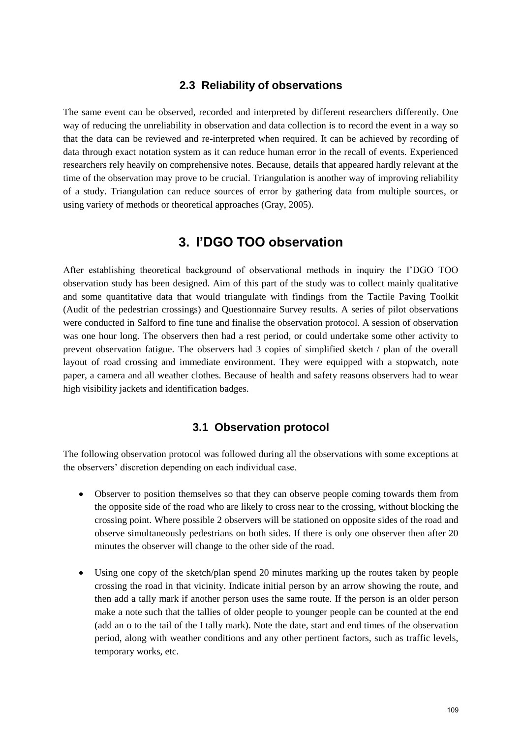### 2.3 Reliability of observations

The same event can be observed, recorded and interpreted by different researchers differently. One way of reducing the unreliability in observation and data collection is to record the event in a way so that the data can be reviewed and re-interpreted when required. It can be achieved by recording of data through exact notation system as it can reduce human error in the recall of events. Experienced researchers rely heavily on comprehensive notes. Because, details that appeared hardly relevant at the time of the observation may prove to be crucial. Triangulation is another way of improving reliability of a study. Triangulation can reduce sources of error by gathering data from multiple sources, or using variety of methods or theoretical approaches (Gray, 2005).

## 3. I'DGO TOO observation

After establishing theoretical background of observational methods in inquiry the I'DGO TOO observation study has been designed. Aim of this part of the study was to collect mainly qualitative and some quantitative data that would triangulate with findings from the Tactile Paving Toolkit (Audit of the pedestrian crossings) and Questionnaire Survey results. A series of pilot observations were conducted in Salford to fine tune and finalise the observation protocol. A session of observation was one hour long. The observers then had a rest period, or could undertake some other activity to prevent observation fatigue. The observers had 3 copies of simplified sketch / plan of the overall layout of road crossing and immediate environment. They were equipped with a stopwatch, note paper, a camera and all weather clothes. Because of health and safety reasons observers had to wear high visibility jackets and identification badges.

### 3.1 Observation protocol

The following observation protocol was followed during all the observations with some exceptions at the observers' discretion depending on each individual case.

- Observer to position themselves so that they can observe people coming towards them from the opposite side of the road who are likely to cross near to the crossing, without blocking the crossing point. Where possible 2 observers will be stationed on opposite sides of the road and observe simultaneously pedestrians on both sides. If there is only one observer then after 20 minutes the observer will change to the other side of the road.

- Using one copy of the sketch/plan spend 20 minutes marking up the routes taken by people crossing the road in that vicinity. Indicate initial person by an arrow showing the route, and then add a tally mark if another person uses the same route. If the person is an older person make a note such that the tallies of older people to younger people can be counted at the end (add an o to the tail of the I tally mark). Note the date, start and end times of the observation period, along with weather conditions and any other pertinent factors, such as traffic levels, temporary works, etc.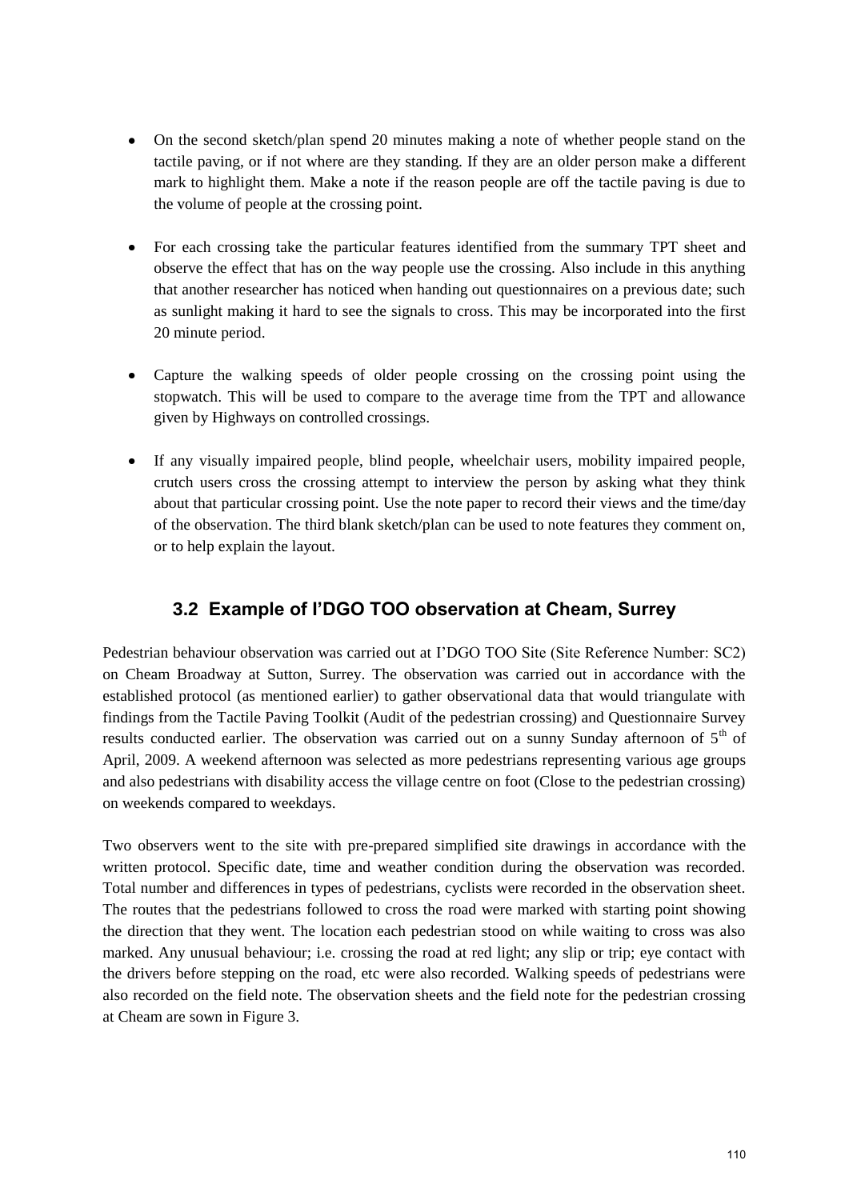- On the second sketch/plan spend 20 minutes making a note of whether people stand on the tactile paving, or if not where are they standing. If they are an older person make a different mark to highlight them. Make a note if the reason people are off the tactile paving is due to the volume of people at the crossing point.

- For each crossing take the particular features identified from the summary TPT sheet and observe the effect that has on the way people use the crossing. Also include in this anything that another researcher has noticed when handing out questionnaires on a previous date; such as sunlight making it hard to see the signals to cross. This may be incorporated into the first 20 minute period.

- Capture the walking speeds of older people crossing on the crossing point using the stopwatch. This will be used to compare to the average time from the TPT and allowance given by Highways on controlled crossings.

- If any visually impaired people, blind people, wheelchair users, mobility impaired people, crutch users cross the crossing attempt to interview the person by asking what they think about that particular crossing point. Use the note paper to record their views and the time/day of the observation. The third blank sketch/plan can be used to note features they comment on, or to help explain the layout.

## 3.2 Example of I'DGO TOO observation at Cheam, Surrey

Pedestrian behaviour observation was carried out at I'DGO TOO Site (Site Reference Number: SC2) on Cheam Broadway at Sutton, Surrey. The observation was carried out in accordance with the established protocol (as mentioned earlier) to gather observational data that would triangulate with findings from the Tactile Paving Toolkit (Audit of the pedestrian crossing) and Questionnaire Survey results conducted earlier. The observation was carried out on a sunny Sunday afternoon of 5th of April, 2009. A weekend afternoon was selected as more pedestrians representing various age groups and also pedestrians with disability access the village centre on foot (Close to the pedestrian crossing) on weekends compared to weekdays.

Two observers went to the site with pre-prepared simplified site drawings in accordance with the written protocol. Specific date, time and weather condition during the observation was recorded. Total number and differences in types of pedestrians, cyclists were recorded in the observation sheet. The routes that the pedestrians followed to cross the road were marked with starting point showing the direction that they went. The location each pedestrian stood on while waiting to cross was also marked. Any unusual behaviour; i.e. crossing the road at red light; any slip or trip; eye contact with the drivers before stepping on the road, etc were also recorded. Walking speeds of pedestrians were also recorded on the field note. The observation sheets and the field note for the pedestrian crossing at Cheam are sown in Figure 3.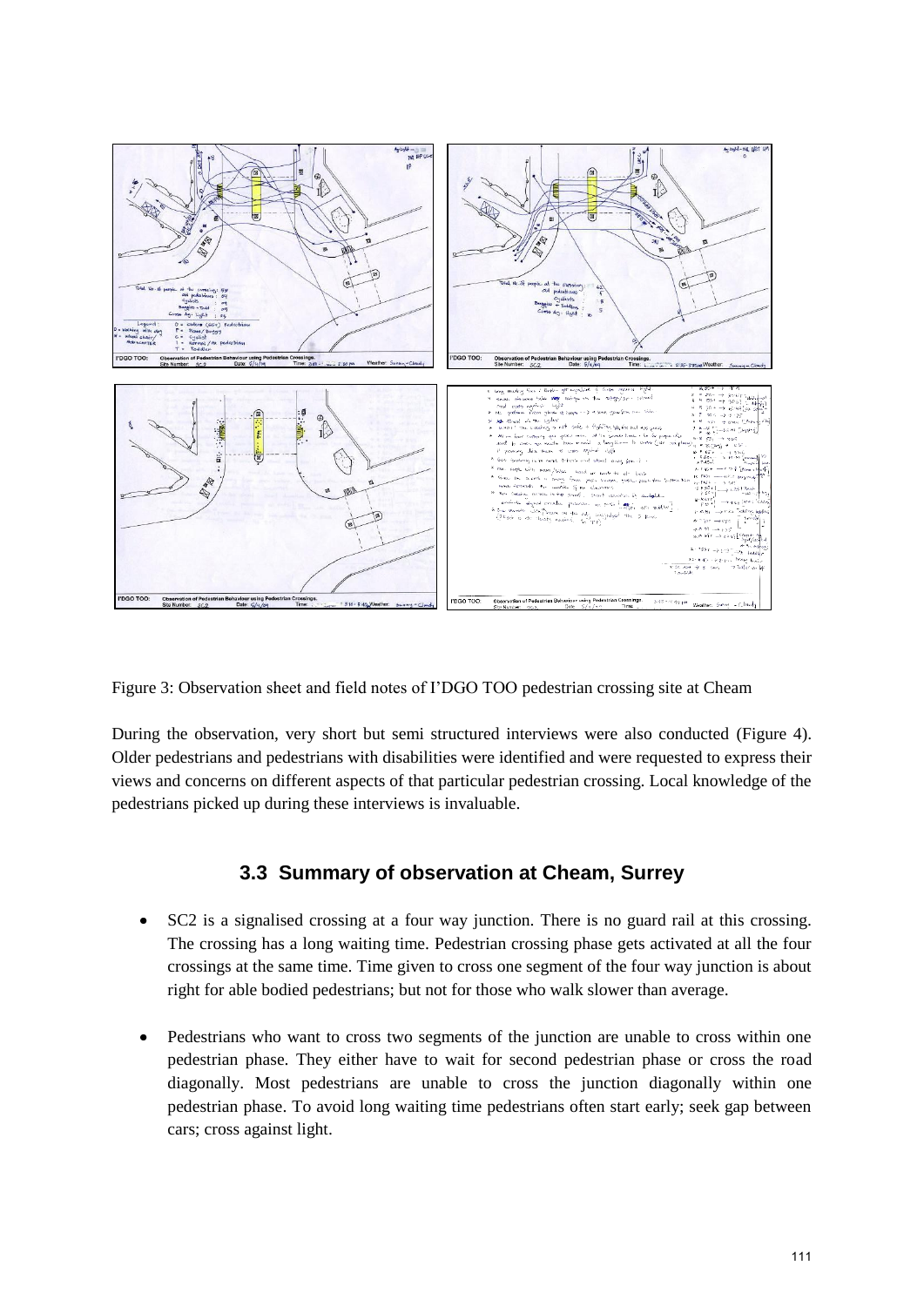Figure 3: Observation sheet and field notes of I'DGO TOO pedestrian crossing site at Cheam

During the observation, very short but semi structured interviews were also conducted (Figure 4). Older pedestrians and pedestrians with disabilities were identified and were requested to express their views and concerns on different aspects of that particular pedestrian crossing. Local knowledge of the pedestrians picked up during these interviews is invaluable.

## 3.3 Summary of observation at Cheam, Surrey

- SC2 is a signalised crossing at a four way junction. There is no guard rail at this crossing. The crossing has a long waiting time. Pedestrian crossing phase gets activated at all the four crossings at the same time. Time given to cross one segment of the four way junction is about right for able bodied pedestrians; but not for those who walk slower than average.
- Pedestrians who want to cross two segments of the junction are unable to cross within one pedestrian phase. They either have to wait for second pedestrian phase or cross the road diagonally. Most pedestrians are unable to cross the junction diagonally within one pedestrian phase. To avoid long waiting time pedestrians often start early; seek gap between cars; cross against light.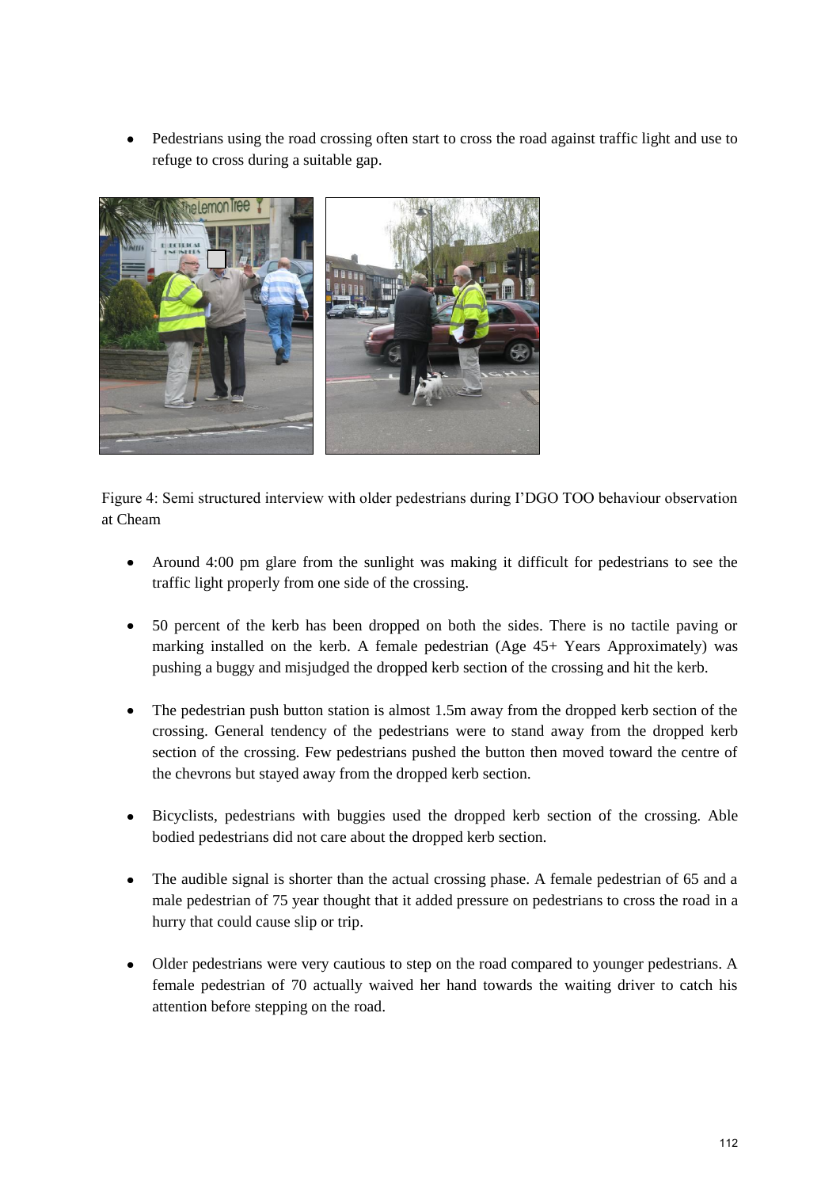- Pedestrians using the road crossing often start to cross the road against traffic light and use to refuge to cross during a suitable gap.

Figure 4: Semi structured interview with older pedestrians during I'DGO TOO behaviour observation at Cheam

- Around 4:00 pm glare from the sunlight was making it difficult for pedestrians to see the traffic light properly from one side of the crossing.

- 50 percent of the kerb has been dropped on both the sides. There is no tactile paving or marking installed on the kerb. A female pedestrian (Age 45+ Years Approximately) was pushing a buggy and misjudged the dropped kerb section of the crossing and hit the kerb.

- The pedestrian push button station is almost 1.5m away from the dropped kerb section of the crossing. General tendency of the pedestrians were to stand away from the dropped kerb section of the crossing. Few pedestrians pushed the button then moved toward the centre of the chevrons but stayed away from the dropped kerb section.

- Bicyclists, pedestrians with buggies used the dropped kerb section of the crossing. Able bodied pedestrians did not care about the dropped kerb section.

- The audible signal is shorter than the actual crossing phase. A female pedestrian of 65 and a male pedestrian of 75 year thought that it added pressure on pedestrians to cross the road in a hurry that could cause slip or trip.

- Older pedestrians were very cautious to step on the road compared to younger pedestrians. A female pedestrian of 70 actually waived her hand towards the waiting driver to catch his attention before stepping on the road.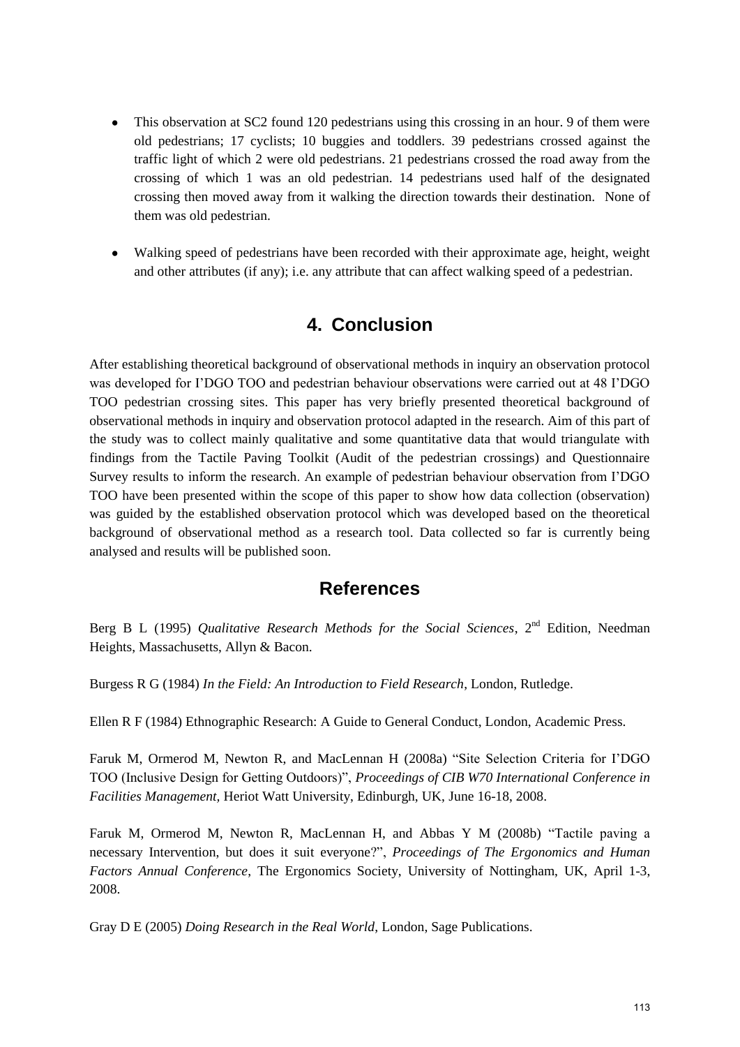- This observation at SC2 found 120 pedestrians using this crossing in an hour. 9 of them were old pedestrians; 17 cyclists; 10 buggies and toddlers. 39 pedestrians crossed against the traffic light of which 2 were old pedestrians. 21 pedestrians crossed the road away from the crossing of which 1 was an old pedestrian. 14 pedestrians used half of the designated crossing then moved away from it walking the direction towards their destination. None of them was old pedestrian.

- Walking speed of pedestrians have been recorded with their approximate age, height, weight and other attributes (if any); i.e. any attribute that can affect walking speed of a pedestrian.

## 4. Conclusion

After establishing theoretical background of observational methods in inquiry an observation protocol was developed for I'DGO TOO and pedestrian behaviour observations were carried out at 48 I'DGO TOO pedestrian crossing sites. This paper has very briefly presented theoretical background of observational methods in inquiry and observation protocol adapted in the research. Aim of this part of the study was to collect mainly qualitative and some quantitative data that would triangulate with findings from the Tactile Paving Toolkit (Audit of the pedestrian crossings) and Questionnaire Survey results to inform the research. An example of pedestrian behaviour observation from I'DGO TOO have been presented within the scope of this paper to show how data collection (observation) was guided by the established observation protocol which was developed based on the theoretical background of observational method as a research tool. Data collected so far is currently being analysed and results will be published soon.

## References

Berg B L (1995) *Qualitative Research Methods for the Social Sciences*, 2nd Edition, Needman Heights, Massachusetts, Allyn & Bacon.

Burgess R G (1984) *In the Field: An Introduction to Field Research*, London, Rutledge.

Ellen R F (1984) Ethnographic Research: A Guide to General Conduct, London, Academic Press.

Faruk M, Ormerod M, Newton R, and MacLennan H (2008a) "Site Selection Criteria for I'DGO TOO (Inclusive Design for Getting Outdoors)", *Proceedings of CIB W70 International Conference in Facilities Management,* Heriot Watt University, Edinburgh, UK, June 16-18, 2008.

Faruk M, Ormerod M, Newton R, MacLennan H, and Abbas Y M (2008b) "Tactile paving a necessary Intervention, but does it suit everyone?", *Proceedings of The Ergonomics and Human Factors Annual Conference*, The Ergonomics Society, University of Nottingham, UK, April 1-3, 2008.

Gray D E (2005) *Doing Research in the Real World*, London, Sage Publications.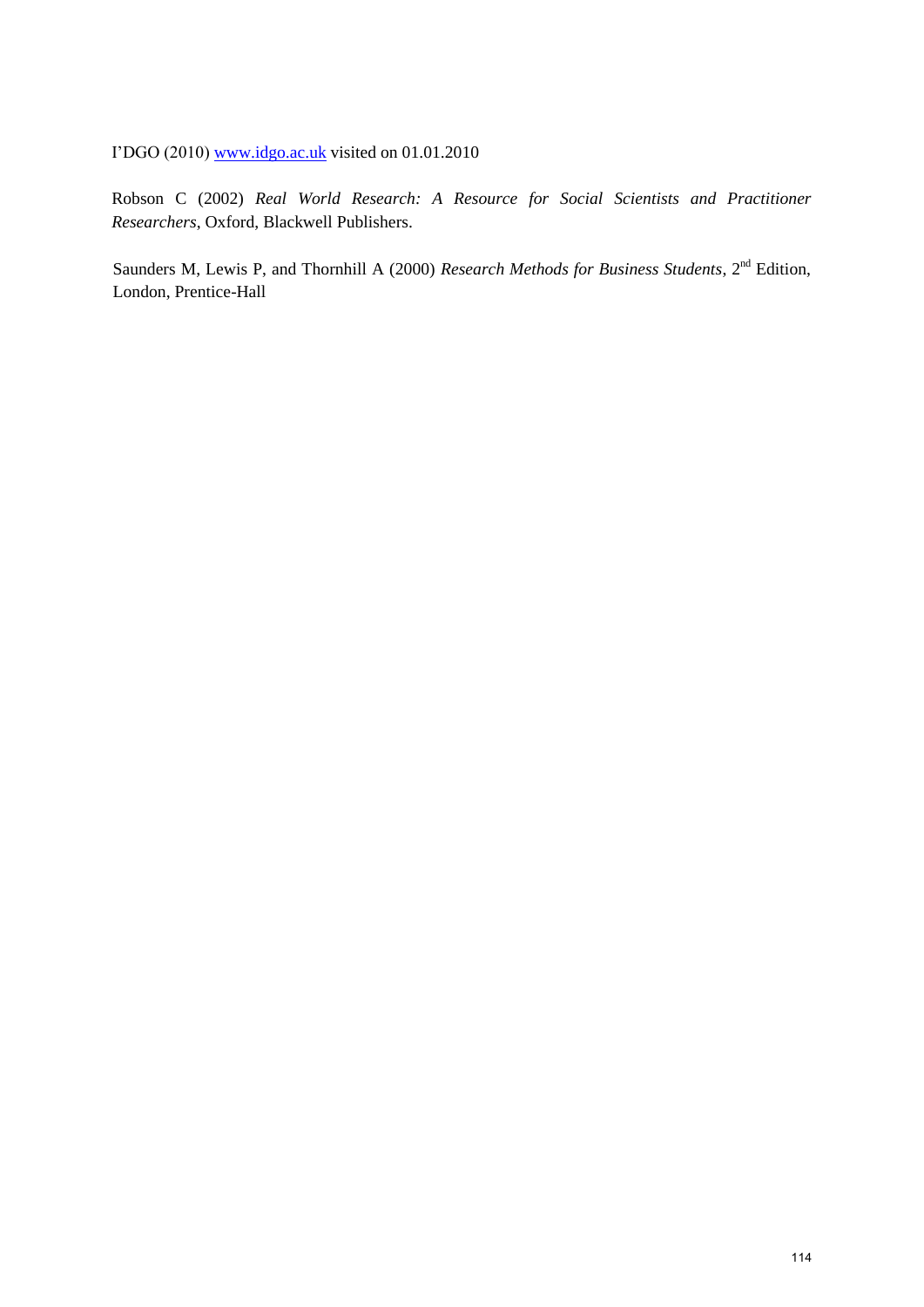I'DGO (2010) [www.idgo.ac.uk](http://www.idgo.ac.uk) visited on 01.01.2010

Robson C (2002) *Real World Research: A Resource for Social Scientists and Practitioner Researchers*, Oxford, Blackwell Publishers.

Saunders M, Lewis P, and Thornhill A (2000) *Research Methods for Business Students*, 2nd Edition, London, Prentice-Hall